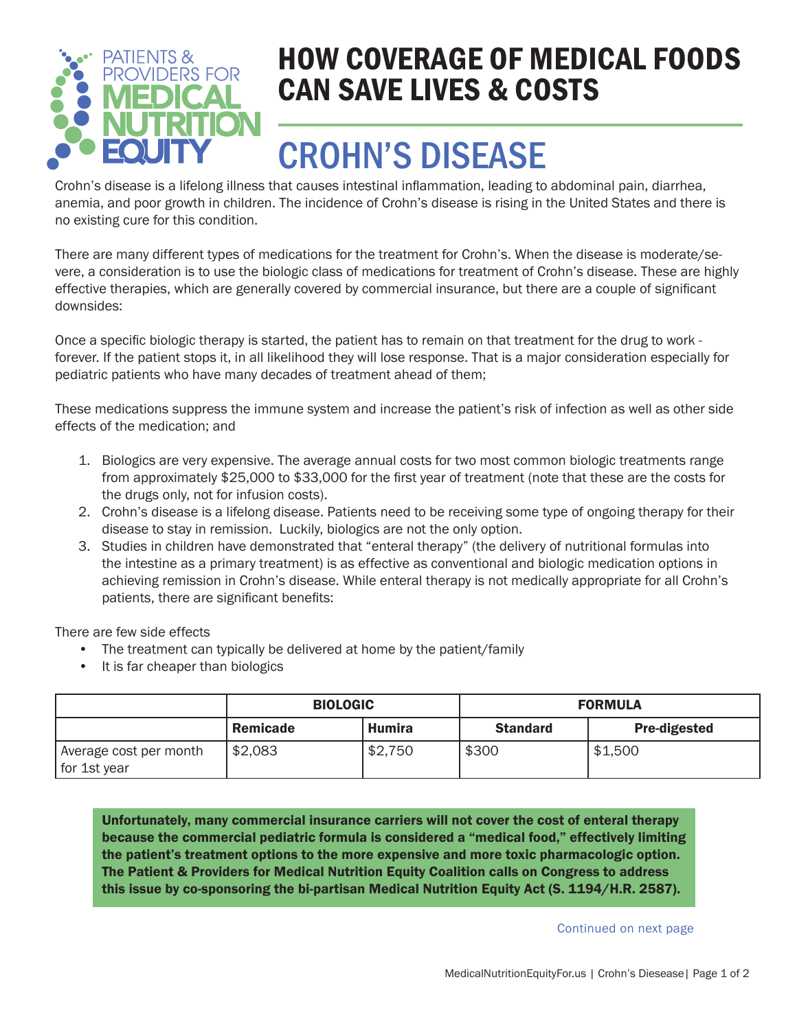PATIENTS & PROVIDERS FOR MEDICAL NUTRITION EQUITY

# HOW COVERAGE OF MEDICAL FOODS CAN SAVE LIVES & COSTS

# CROHN'S DISEASE

Crohn's disease is a lifelong illness that causes intestinal inflammation, leading to abdominal pain, diarrhea, anemia, and poor growth in children. The incidence of Crohn's disease is rising in the United States and there is no existing cure for this condition.

There are many different types of medications for the treatment for Crohn's. When the disease is moderate/severe, a consideration is to use the biologic class of medications for treatment of Crohn's disease. These are highly effective therapies, which are generally covered by commercial insurance, but there are a couple of significant downsides:

Once a specific biologic therapy is started, the patient has to remain on that treatment for the drug to work - forever. If the patient stops it, in all likelihood they will lose response. That is a major consideration especially for pediatric patients who have many decades of treatment ahead of them;

These medications suppress the immune system and increase the patient's risk of infection as well as other side effects of the medication; and

1. Biologics are very expensive. The average annual costs for two most common biologic treatments range from approximately $25,000 to $33,000 for the first year of treatment (note that these are the costs for the drugs only, not for infusion costs).
2. Crohn's disease is a lifelong disease. Patients need to be receiving some type of ongoing therapy for their disease to stay in remission. Luckily, biologics are not the only option.
3. Studies in children have demonstrated that "enteral therapy" (the delivery of nutritional formulas into the intestine as a primary treatment) is as effective as conventional and biologic medication options in achieving remission in Crohn's disease. While enteral therapy is not medically appropriate for all Crohn's patients, there are significant benefits:

There are few side effects

- The treatment can typically be delivered at home by the patient/family
- It is far cheaper than biologics

| | BIOLOGIC | | FORMULA | |
|---|---|---|---|---|
| | Remicade | Humira | Standard | Pre-digested |
| Average cost per month for 1st year | $2,083 | $2,750 | $300 | $1,500 |

**Unfortunately, many commercial insurance carriers will not cover the cost of enteral therapy because the commercial pediatric formula is considered a "medical food," effectively limiting the patient's treatment options to the more expensive and more toxic pharmacologic option. The Patient & Providers for Medical Nutrition Equity Coalition calls on Congress to address this issue by co-sponsoring the bi-partisan Medical Nutrition Equity Act (S. 1194/H.R. 2587).**

Continued on next page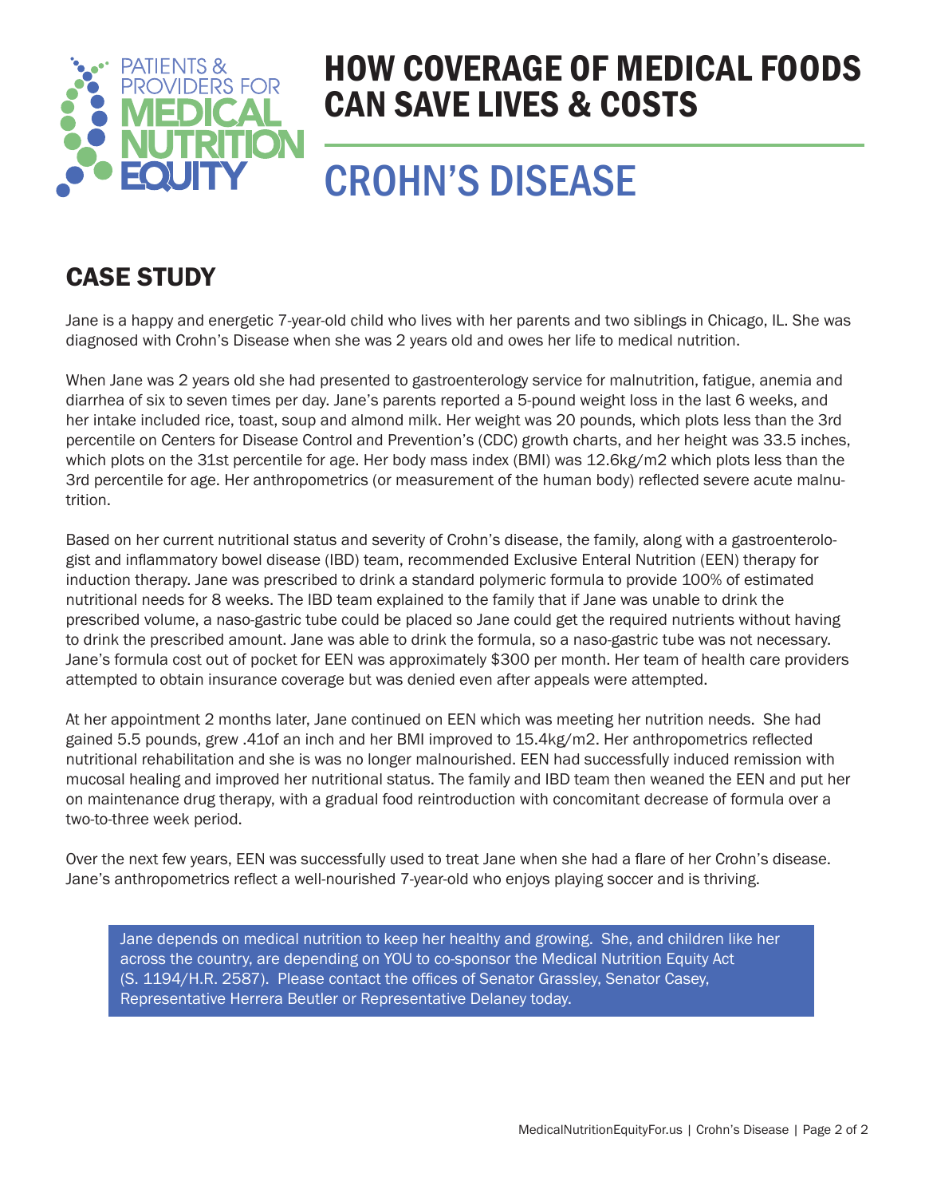PATIENTS & PROVIDERS FOR MEDICAL NUTRITION EQUITY

# HOW COVERAGE OF MEDICAL FOODS CAN SAVE LIVES & COSTS

# CROHN'S DISEASE

## CASE STUDY

Jane is a happy and energetic 7-year-old child who lives with her parents and two siblings in Chicago, IL. She was diagnosed with Crohn's Disease when she was 2 years old and owes her life to medical nutrition.

When Jane was 2 years old she had presented to gastroenterology service for malnutrition, fatigue, anemia and diarrhea of six to seven times per day. Jane's parents reported a 5-pound weight loss in the last 6 weeks, and her intake included rice, toast, soup and almond milk. Her weight was 20 pounds, which plots less than the 3rd percentile on Centers for Disease Control and Prevention's (CDC) growth charts, and her height was 33.5 inches, which plots on the 31st percentile for age. Her body mass index (BMI) was 12.6kg/m2 which plots less than the 3rd percentile for age. Her anthropometrics (or measurement of the human body) reflected severe acute malnutrition.

Based on her current nutritional status and severity of Crohn's disease, the family, along with a gastroenterologist and inflammatory bowel disease (IBD) team, recommended Exclusive Enteral Nutrition (EEN) therapy for induction therapy. Jane was prescribed to drink a standard polymeric formula to provide 100% of estimated nutritional needs for 8 weeks. The IBD team explained to the family that if Jane was unable to drink the prescribed volume, a naso-gastric tube could be placed so Jane could get the required nutrients without having to drink the prescribed amount. Jane was able to drink the formula, so a naso-gastric tube was not necessary. Jane's formula cost out of pocket for EEN was approximately $300 per month. Her team of health care providers attempted to obtain insurance coverage but was denied even after appeals were attempted.

At her appointment 2 months later, Jane continued on EEN which was meeting her nutrition needs. She had gained 5.5 pounds, grew .41of an inch and her BMI improved to 15.4kg/m2. Her anthropometrics reflected nutritional rehabilitation and she is was no longer malnourished. EEN had successfully induced remission with mucosal healing and improved her nutritional status. The family and IBD team then weaned the EEN and put her on maintenance drug therapy, with a gradual food reintroduction with concomitant decrease of formula over a two-to-three week period.

Over the next few years, EEN was successfully used to treat Jane when she had a flare of her Crohn's disease. Jane's anthropometrics reflect a well-nourished 7-year-old who enjoys playing soccer and is thriving.

> Jane depends on medical nutrition to keep her healthy and growing. She, and children like her across the country, are depending on YOU to co-sponsor the Medical Nutrition Equity Act (S. 1194/H.R. 2587). Please contact the offices of Senator Grassley, Senator Casey, Representative Herrera Beutler or Representative Delaney today.